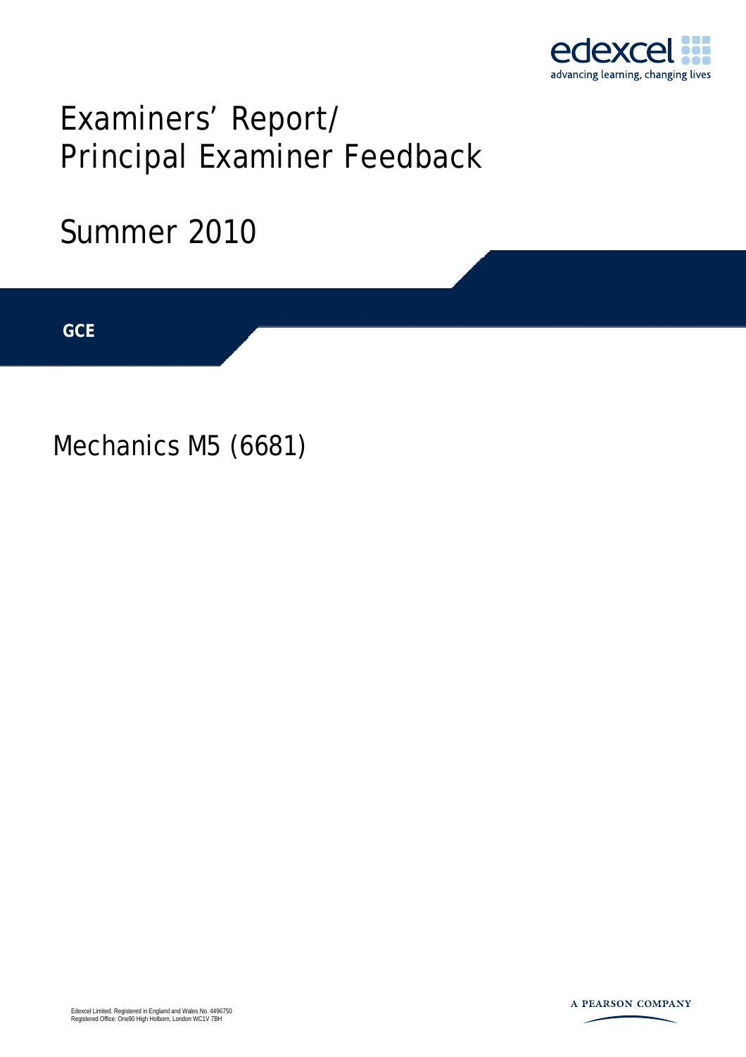# Examiners' Report/ Principal Examiner Feedback

## Summer 2010

**GCE**

## Mechanics M5 (6681)

Edexcel Limited. Registered in England and Wales No. 4496750
Registered Office: One90 High Holborn, London WC1V 7BH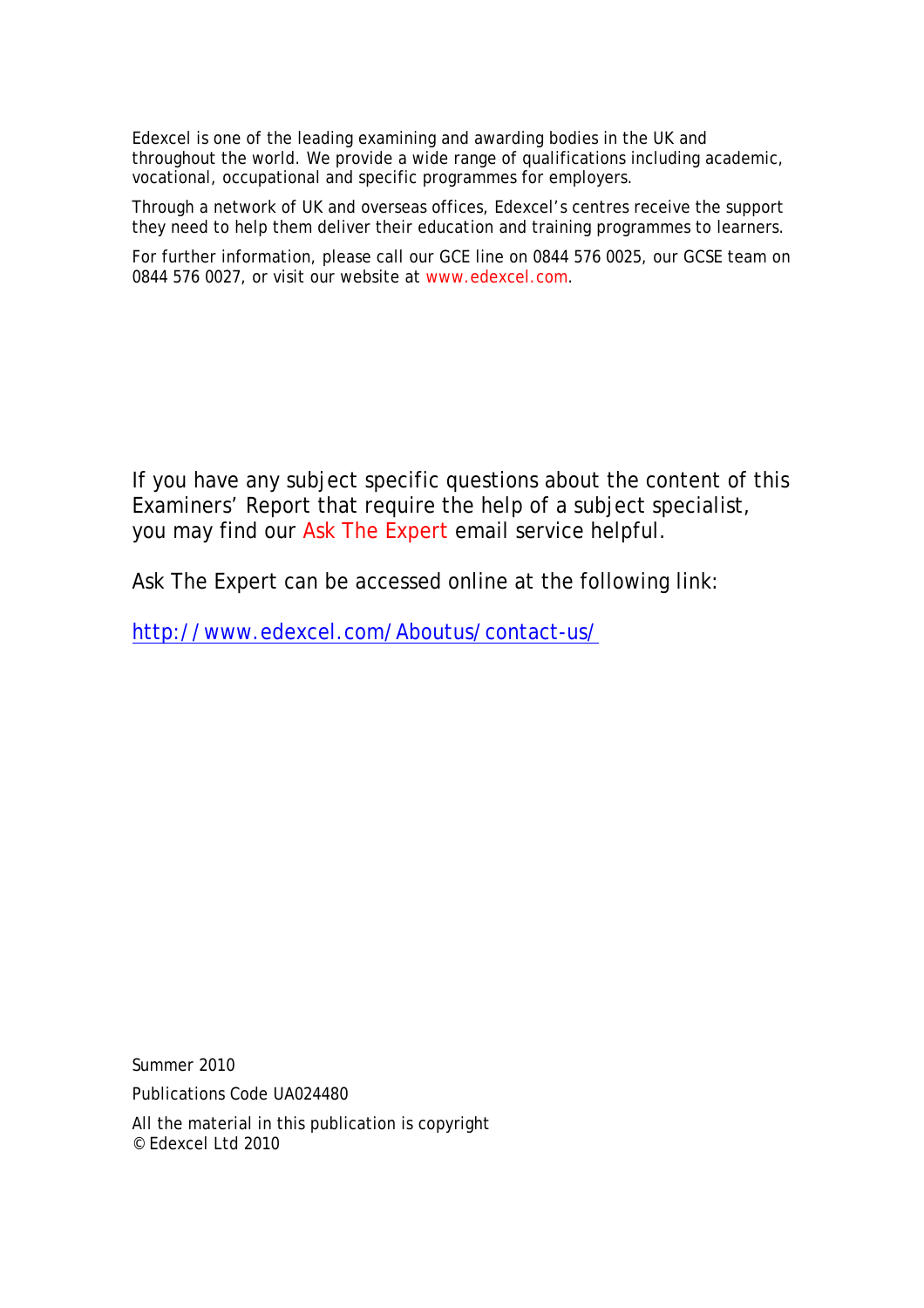Edexcel is one of the leading examining and awarding bodies in the UK and throughout the world. We provide a wide range of qualifications including academic, vocational, occupational and specific programmes for employers.

Through a network of UK and overseas offices, Edexcel's centres receive the support they need to help them deliver their education and training programmes to learners.

For further information, please call our GCE line on 0844 576 0025, our GCSE team on 0844 576 0027, or visit our website at www.edexcel.com.

If you have any subject specific questions about the content of this Examiners' Report that require the help of a subject specialist, you may find our Ask The Expert email service helpful.

Ask The Expert can be accessed online at the following link:

http://www.edexcel.com/Aboutus/contact-us/

Summer 2010

Publications Code UA024480

All the material in this publication is copyright
© Edexcel Ltd 2010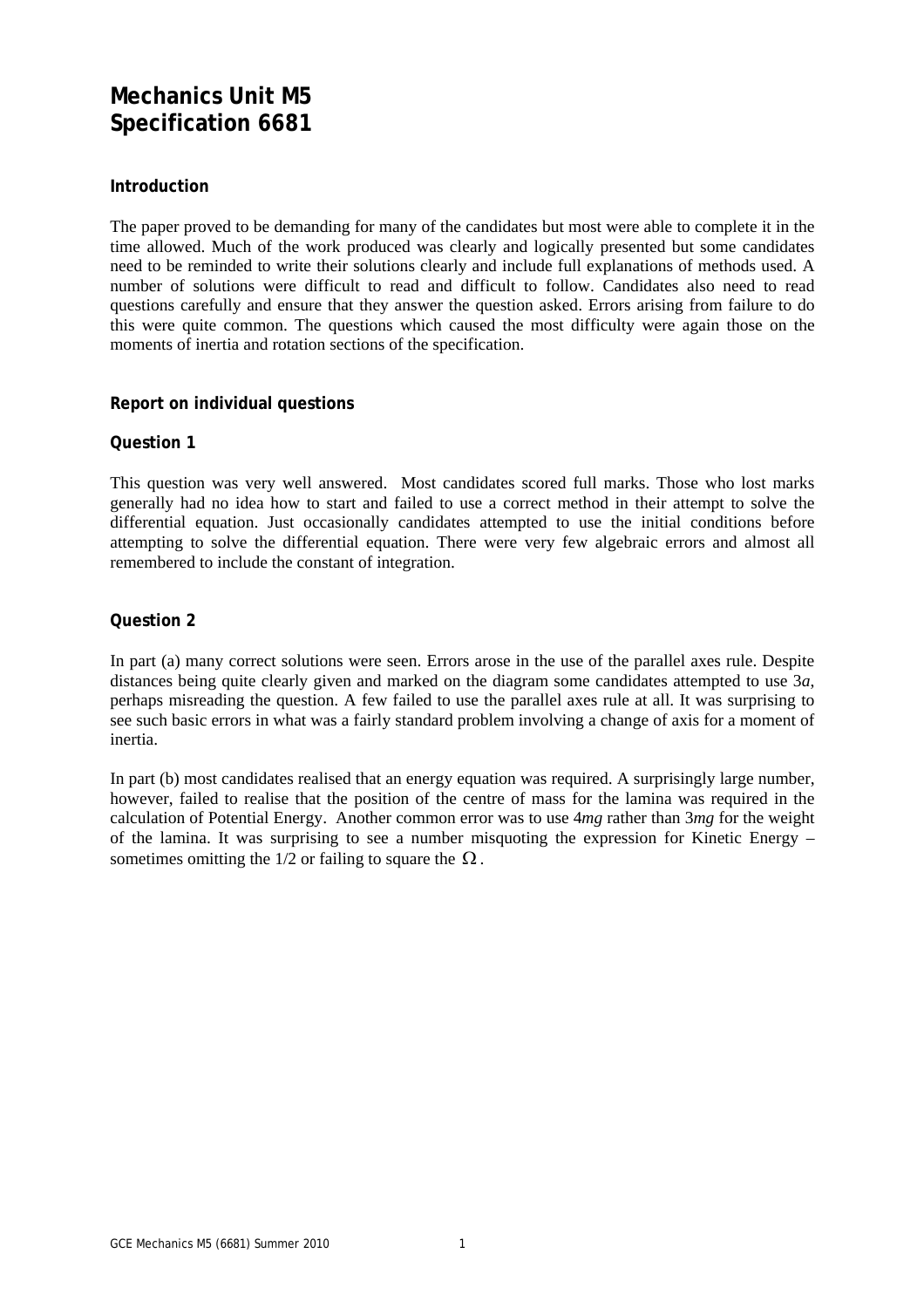# Mechanics Unit M5
# Specification 6681

### Introduction

The paper proved to be demanding for many of the candidates but most were able to complete it in the time allowed. Much of the work produced was clearly and logically presented but some candidates need to be reminded to write their solutions clearly and include full explanations of methods used. A number of solutions were difficult to read and difficult to follow. Candidates also need to read questions carefully and ensure that they answer the question asked. Errors arising from failure to do this were quite common. The questions which caused the most difficulty were again those on the moments of inertia and rotation sections of the specification.

### Report on individual questions

### Question 1

This question was very well answered. Most candidates scored full marks. Those who lost marks generally had no idea how to start and failed to use a correct method in their attempt to solve the differential equation. Just occasionally candidates attempted to use the initial conditions before attempting to solve the differential equation. There were very few algebraic errors and almost all remembered to include the constant of integration.

### Question 2

In part (a) many correct solutions were seen. Errors arose in the use of the parallel axes rule. Despite distances being quite clearly given and marked on the diagram some candidates attempted to use $3a$, perhaps misreading the question. A few failed to use the parallel axes rule at all. It was surprising to see such basic errors in what was a fairly standard problem involving a change of axis for a moment of inertia.

In part (b) most candidates realised that an energy equation was required. A surprisingly large number, however, failed to realise that the position of the centre of mass for the lamina was required in the calculation of Potential Energy. Another common error was to use $4mg$ rather than $3mg$ for the weight of the lamina. It was surprising to see a number misquoting the expression for Kinetic Energy – sometimes omitting the 1/2 or failing to square the $\Omega$.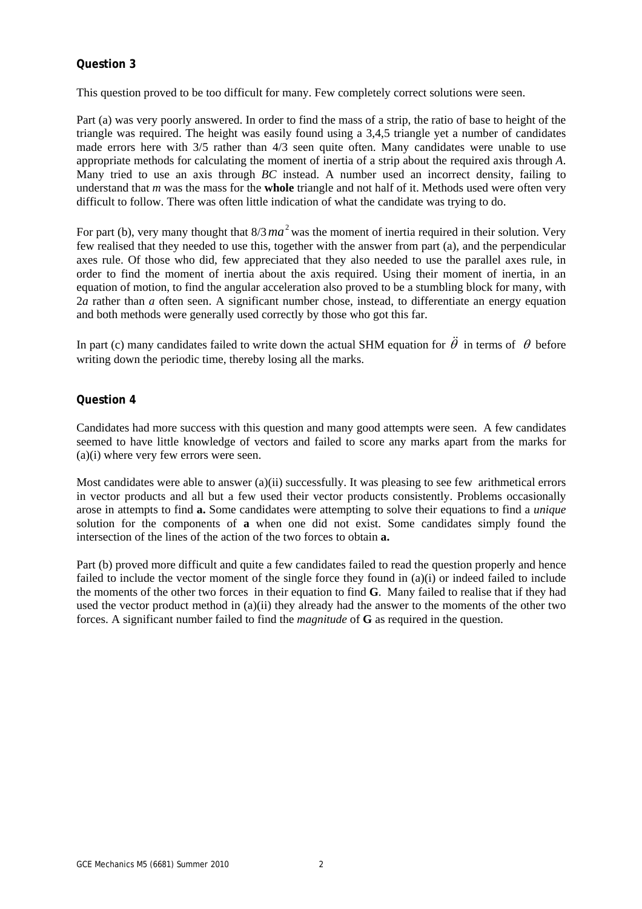### Question 3

This question proved to be too difficult for many. Few completely correct solutions were seen.

Part (a) was very poorly answered. In order to find the mass of a strip, the ratio of base to height of the triangle was required. The height was easily found using a 3,4,5 triangle yet a number of candidates made errors here with 3/5 rather than 4/3 seen quite often. Many candidates were unable to use appropriate methods for calculating the moment of inertia of a strip about the required axis through *A*. Many tried to use an axis through *BC* instead. A number used an incorrect density, failing to understand that *m* was the mass for the **whole** triangle and not half of it. Methods used were often very difficult to follow. There was often little indication of what the candidate was trying to do.

For part (b), very many thought that $8/3\,ma^2$ was the moment of inertia required in their solution. Very few realised that they needed to use this, together with the answer from part (a), and the perpendicular axes rule. Of those who did, few appreciated that they also needed to use the parallel axes rule, in order to find the moment of inertia about the axis required. Using their moment of inertia, in an equation of motion, to find the angular acceleration also proved to be a stumbling block for many, with $2a$ rather than $a$ often seen. A significant number chose, instead, to differentiate an energy equation and both methods were generally used correctly by those who got this far.

In part (c) many candidates failed to write down the actual SHM equation for $\ddot{\theta}$ in terms of $\theta$ before writing down the periodic time, thereby losing all the marks.

### Question 4

Candidates had more success with this question and many good attempts were seen. A few candidates seemed to have little knowledge of vectors and failed to score any marks apart from the marks for (a)(i) where very few errors were seen.

Most candidates were able to answer (a)(ii) successfully. It was pleasing to see few arithmetical errors in vector products and all but a few used their vector products consistently. Problems occasionally arose in attempts to find **a.** Some candidates were attempting to solve their equations to find a *unique* solution for the components of **a** when one did not exist. Some candidates simply found the intersection of the lines of the action of the two forces to obtain **a.**

Part (b) proved more difficult and quite a few candidates failed to read the question properly and hence failed to include the vector moment of the single force they found in (a)(i) or indeed failed to include the moments of the other two forces in their equation to find **G**. Many failed to realise that if they had used the vector product method in (a)(ii) they already had the answer to the moments of the other two forces. A significant number failed to find the *magnitude* of **G** as required in the question.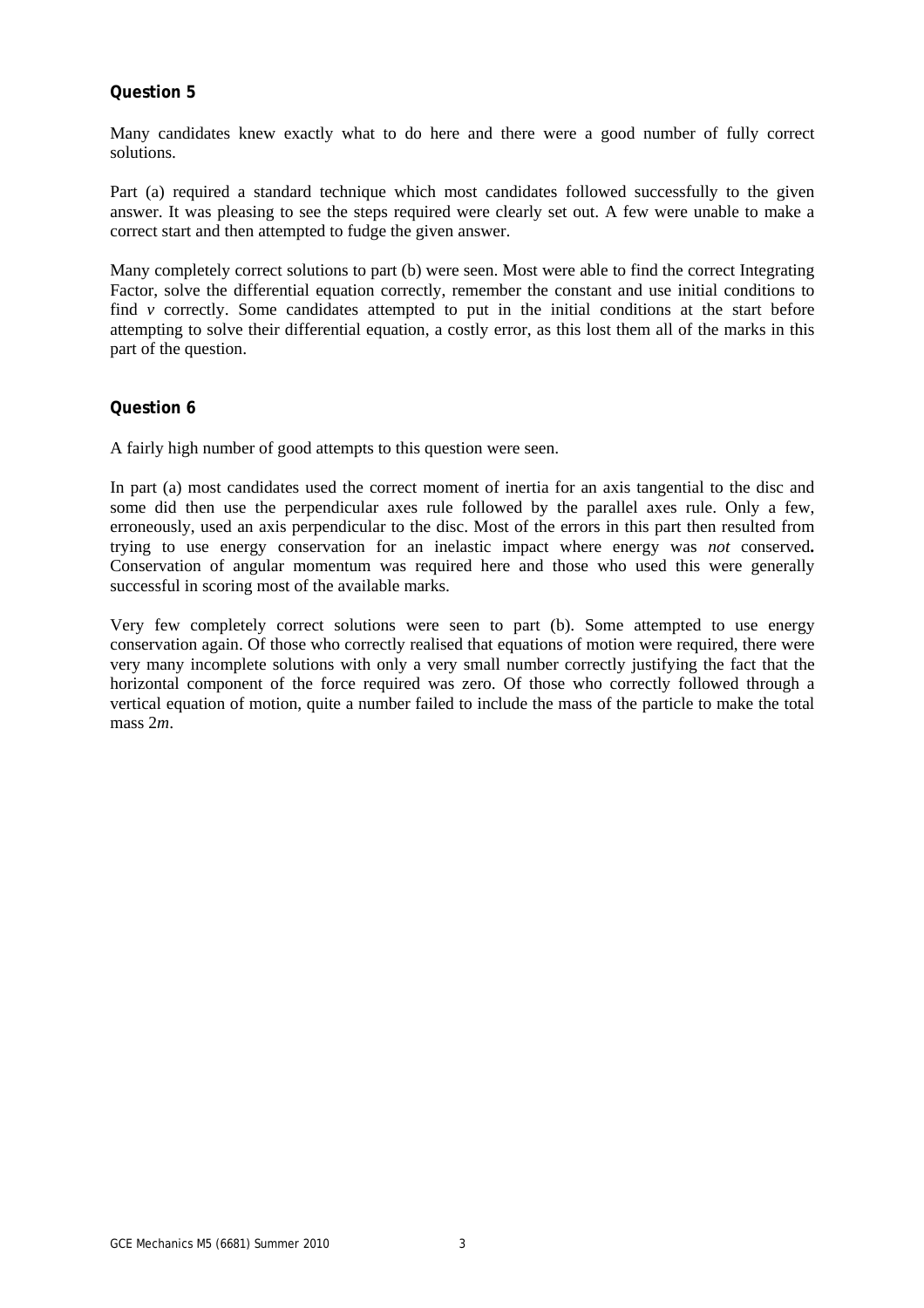## Question 5

Many candidates knew exactly what to do here and there were a good number of fully correct solutions.

Part (a) required a standard technique which most candidates followed successfully to the given answer. It was pleasing to see the steps required were clearly set out. A few were unable to make a correct start and then attempted to fudge the given answer.

Many completely correct solutions to part (b) were seen. Most were able to find the correct Integrating Factor, solve the differential equation correctly, remember the constant and use initial conditions to find $v$ correctly. Some candidates attempted to put in the initial conditions at the start before attempting to solve their differential equation, a costly error, as this lost them all of the marks in this part of the question.

## Question 6

A fairly high number of good attempts to this question were seen.

In part (a) most candidates used the correct moment of inertia for an axis tangential to the disc and some did then use the perpendicular axes rule followed by the parallel axes rule. Only a few, erroneously, used an axis perpendicular to the disc. Most of the errors in this part then resulted from trying to use energy conservation for an inelastic impact where energy was *not* conserved**.** Conservation of angular momentum was required here and those who used this were generally successful in scoring most of the available marks.

Very few completely correct solutions were seen to part (b). Some attempted to use energy conservation again. Of those who correctly realised that equations of motion were required, there were very many incomplete solutions with only a very small number correctly justifying the fact that the horizontal component of the force required was zero. Of those who correctly followed through a vertical equation of motion, quite a number failed to include the mass of the particle to make the total mass $2m$.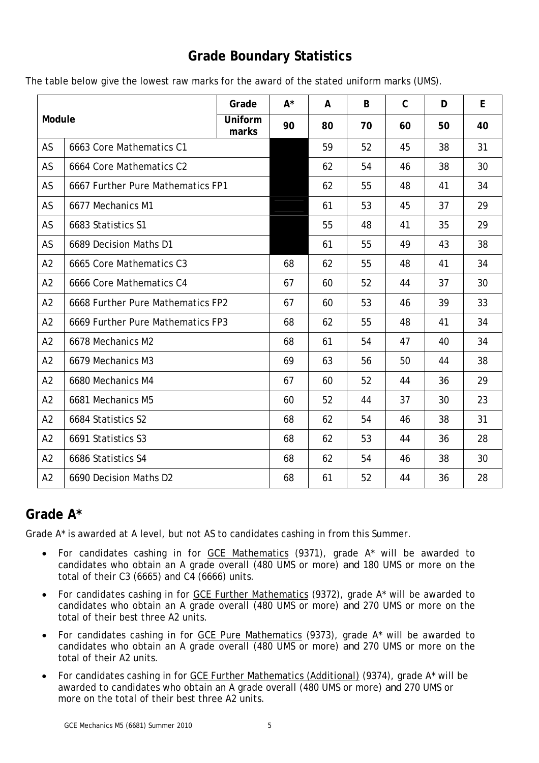# Grade Boundary Statistics

The table below give the lowest raw marks for the award of the stated uniform marks (UMS).

| Module | | Grade | A* | A | B | C | D | E |
|---|---|---|---|---|---|---|---|---|
| | | Uniform marks | 90 | 80 | 70 | 60 | 50 | 40 |
| AS | 6663 Core Mathematics C1 | | | 59 | 52 | 45 | 38 | 31 |
| AS | 6664 Core Mathematics C2 | | | 62 | 54 | 46 | 38 | 30 |
| AS | 6667 Further Pure Mathematics FP1 | | | 62 | 55 | 48 | 41 | 34 |
| AS | 6677 Mechanics M1 | | | 61 | 53 | 45 | 37 | 29 |
| AS | 6683 Statistics S1 | | | 55 | 48 | 41 | 35 | 29 |
| AS | 6689 Decision Maths D1 | | | 61 | 55 | 49 | 43 | 38 |
| A2 | 6665 Core Mathematics C3 | | 68 | 62 | 55 | 48 | 41 | 34 |
| A2 | 6666 Core Mathematics C4 | | 67 | 60 | 52 | 44 | 37 | 30 |
| A2 | 6668 Further Pure Mathematics FP2 | | 67 | 60 | 53 | 46 | 39 | 33 |
| A2 | 6669 Further Pure Mathematics FP3 | | 68 | 62 | 55 | 48 | 41 | 34 |
| A2 | 6678 Mechanics M2 | | 68 | 61 | 54 | 47 | 40 | 34 |
| A2 | 6679 Mechanics M3 | | 69 | 63 | 56 | 50 | 44 | 38 |
| A2 | 6680 Mechanics M4 | | 67 | 60 | 52 | 44 | 36 | 29 |
| A2 | 6681 Mechanics M5 | | 60 | 52 | 44 | 37 | 30 | 23 |
| A2 | 6684 Statistics S2 | | 68 | 62 | 54 | 46 | 38 | 31 |
| A2 | 6691 Statistics S3 | | 68 | 62 | 53 | 44 | 36 | 28 |
| A2 | 6686 Statistics S4 | | 68 | 62 | 54 | 46 | 38 | 30 |
| A2 | 6690 Decision Maths D2 | | 68 | 61 | 52 | 44 | 36 | 28 |

## Grade A*

Grade A* is awarded at A level, but not AS to candidates cashing in from this Summer.

- For candidates cashing in for GCE Mathematics (9371), grade A* will be awarded to candidates who obtain an A grade overall (480 UMS or more) and 180 UMS or more on the total of their C3 (6665) and C4 (6666) units.
- For candidates cashing in for GCE Further Mathematics (9372), grade A* will be awarded to candidates who obtain an A grade overall (480 UMS or more) and 270 UMS or more on the total of their best three A2 units.
- For candidates cashing in for GCE Pure Mathematics (9373), grade A* will be awarded to candidates who obtain an A grade overall (480 UMS or more) and 270 UMS or more on the total of their A2 units.
- For candidates cashing in for GCE Further Mathematics (Additional) (9374), grade A* will be awarded to candidates who obtain an A grade overall (480 UMS or more) and 270 UMS or more on the total of their best three A2 units.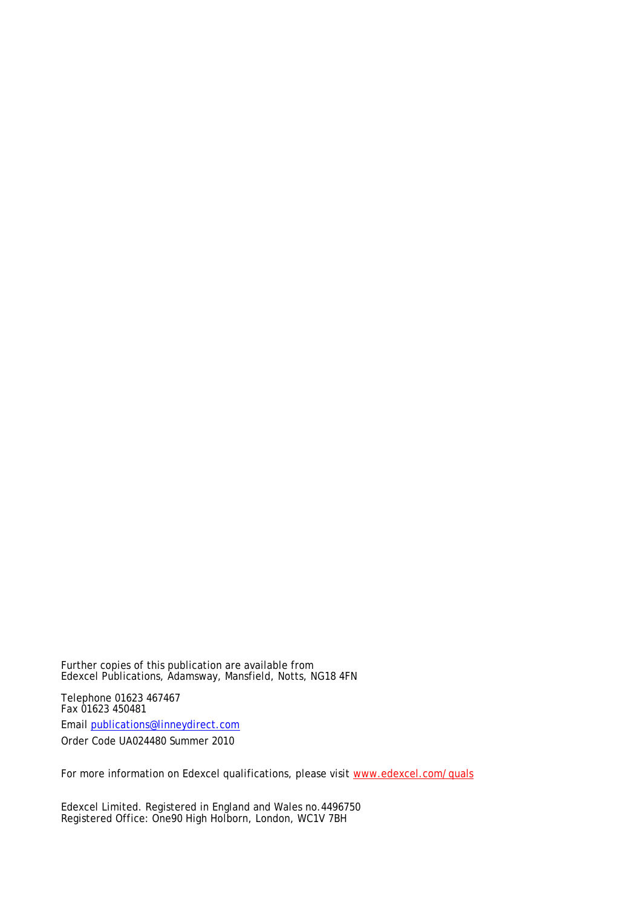Further copies of this publication are available from
Edexcel Publications, Adamsway, Mansfield, Notts, NG18 4FN

Telephone 01623 467467
Fax 01623 450481
Email publications@linneydirect.com
Order Code UA024480 Summer 2010

For more information on Edexcel qualifications, please visit www.edexcel.com/quals

Edexcel Limited. Registered in England and Wales no.4496750
Registered Office: One90 High Holborn, London, WC1V 7BH